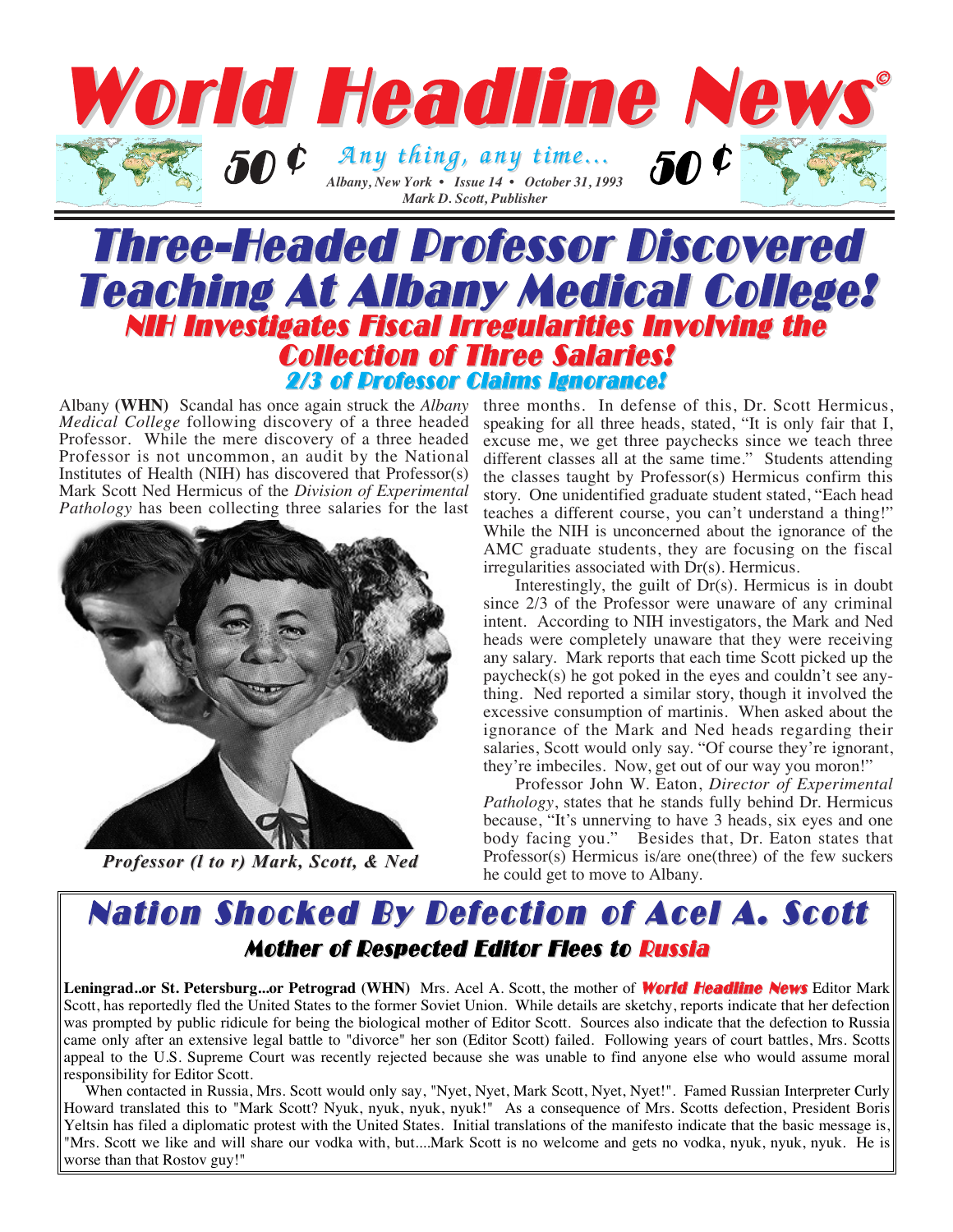# World Headline News©

50 ¢ *Any thing, any time...* 50 ¢

*Albany, New York • Issue 14 • October 31, 1993*

*Mark D. Scott, Publisher*

## Three-Headed Professor Discovered Teaching At Albany Medical College!

### NIH Investigates Fiscal Irregularities Involving the Collection of Three Salaries!

### 2/3 of Professor Claims Ignorance!

Albany **(WHN)** Scandal has once again struck the *Albany Medical College* following discovery of a three headed Professor. While the mere discovery of a three headed Professor is not uncommon, an audit by the National Institutes of Health (NIH) has discovered that Professor(s) Mark Scott Ned Hermicus of the *Division of Experimental Pathology* has been collecting three salaries for the last three months. In defense of this, Dr. Scott Hermicus, speaking for all three heads, stated, "It is only fair that I, excuse me, we get three paychecks since we teach three different classes all at the same time." Students attending the classes taught by Professor(s) Hermicus confirm this story. One unidentified graduate student stated, "Each head teaches a different course, you can't understand a thing!" While the NIH is unconcerned about the ignorance of the AMC graduate students, they are focusing on the fiscal irregularities associated with Dr(s). Hermicus.

*Professor (l to r) Mark, Scott, & Ned*

Interestingly, the guilt of Dr(s). Hermicus is in doubt since 2/3 of the Professor were unaware of any criminal intent. According to NIH investigators, the Mark and Ned heads were completely unaware that they were receiving any salary. Mark reports that each time Scott picked up the paycheck(s) he got poked in the eyes and couldn't see anything. Ned reported a similar story, though it involved the excessive consumption of martinis. When asked about the ignorance of the Mark and Ned heads regarding their salaries, Scott would only say. "Of course they're ignorant, they're imbeciles. Now, get out of our way you moron!"

Professor John W. Eaton, *Director of Experimental Pathology*, states that he stands fully behind Dr. Hermicus because, "It's unnerving to have 3 heads, six eyes and one body facing you." Besides that, Dr. Eaton states that Professor(s) Hermicus is/are one(three) of the few suckers he could get to move to Albany.

## Nation Shocked By Defection of Acel A. Scott

### Mother of Respected Editor Flees to Russia

**Leningrad..or St. Petersburg...or Petrograd (WHN)** Mrs. Acel A. Scott, the mother of ***World Headline News*** Editor Mark Scott, has reportedly fled the United States to the former Soviet Union. While details are sketchy, reports indicate that her defection was prompted by public ridicule for being the biological mother of Editor Scott. Sources also indicate that the defection to Russia came only after an extensive legal battle to "divorce" her son (Editor Scott) failed. Following years of court battles, Mrs. Scotts appeal to the U.S. Supreme Court was recently rejected because she was unable to find anyone else who would assume moral responsibility for Editor Scott.

When contacted in Russia, Mrs. Scott would only say, "Nyet, Nyet, Mark Scott, Nyet, Nyet!". Famed Russian Interpreter Curly Howard translated this to "Mark Scott? Nyuk, nyuk, nyuk, nyuk!" As a consequence of Mrs. Scotts defection, President Boris Yeltsin has filed a diplomatic protest with the United States. Initial translations of the manifesto indicate that the basic message is, "Mrs. Scott we like and will share our vodka with, but....Mark Scott is no welcome and gets no vodka, nyuk, nyuk, nyuk. He is worse than that Rostov guy!"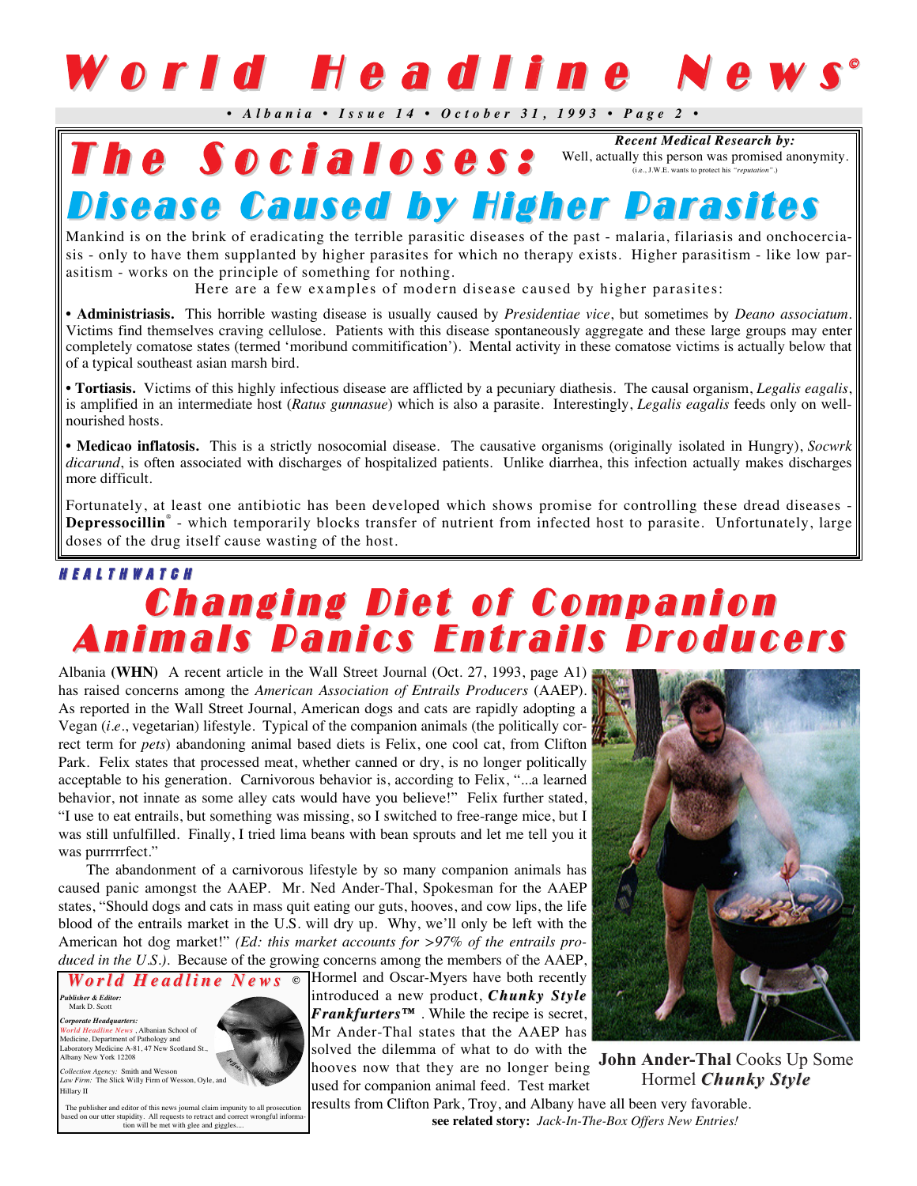# World Headline News©

• Albania • Issue 14 • October 31, 1993 • Page 2 •

## The Socialoses: Disease Caused by Higher Parasites

***Recent Medical Research by:***
Well, actually this person was promised anonymity.
(i.e., J.W.E. wants to protect his *"reputation"*.)

Mankind is on the brink of eradicating the terrible parasitic diseases of the past - malaria, filariasis and onchocerciasis - only to have them supplanted by higher parasites for which no therapy exists. Higher parasitism - like low parasitism - works on the principle of something for nothing.

Here are a few examples of modern disease caused by higher parasites:

• **Administriasis.** This horrible wasting disease is usually caused by *Presidentiae vice*, but sometimes by *Deano associatum*. Victims find themselves craving cellulose. Patients with this disease spontaneously aggregate and these large groups may enter completely comatose states (termed 'moribund commitification'). Mental activity in these comatose victims is actually below that of a typical southeast asian marsh bird.

• **Tortiasis.** Victims of this highly infectious disease are afflicted by a pecuniary diathesis. The causal organism, *Legalis eagalis*, is amplified in an intermediate host (*Ratus gunnasue*) which is also a parasite. Interestingly, *Legalis eagalis* feeds only on well-nourished hosts.

• **Medicao inflatosis.** This is a strictly nosocomial disease. The causative organisms (originally isolated in Hungry), *Socwrk dicarund*, is often associated with discharges of hospitalized patients. Unlike diarrhea, this infection actually makes discharges more difficult.

Fortunately, at least one antibiotic has been developed which shows promise for controlling these dread diseases - **Depressocillin**® - which temporarily blocks transfer of nutrient from infected host to parasite. Unfortunately, large doses of the drug itself cause wasting of the host.

### HEALTHWATCH

## Changing Diet of Companion Animals Panics Entrails Producers

Albania **(WHN)** A recent article in the Wall Street Journal (Oct. 27, 1993, page A1) has raised concerns among the *American Association of Entrails Producers* (AAEP). As reported in the Wall Street Journal, American dogs and cats are rapidly adopting a Vegan (*i.e.*, vegetarian) lifestyle. Typical of the companion animals (the politically correct term for *pets*) abandoning animal based diets is Felix, one cool cat, from Clifton Park. Felix states that processed meat, whether canned or dry, is no longer politically acceptable to his generation. Carnivorous behavior is, according to Felix, "...a learned behavior, not innate as some alley cats would have you believe!" Felix further stated, "I use to eat entrails, but something was missing, so I switched to free-range mice, but I was still unfulfilled. Finally, I tried lima beans with bean sprouts and let me tell you it was purrrrrfect."

The abandonment of a carnivorous lifestyle by so many companion animals has caused panic amongst the AAEP. Mr. Ned Ander-Thal, Spokesman for the AAEP states, "Should dogs and cats in mass quit eating our guts, hooves, and cow lips, the life blood of the entrails market in the U.S. will dry up. Why, we'll only be left with the American hot dog market!" *(Ed: this market accounts for >97% of the entrails produced in the U.S.)*. Because of the growing concerns among the members of the AAEP, Hormel and Oscar-Myers have both recently introduced a new product, ***Chunky Style Frankfurters™***. While the recipe is secret, Mr Ander-Thal states that the AAEP has solved the dilemma of what to do with the hooves now that they are no longer being used for companion animal feed. Test market results from Clifton Park, Troy, and Albany have all been very favorable.

**see related story:** *Jack-In-The-Box Offers New Entries!*

**John Ander-Thal** Cooks Up Some Hormel ***Chunky Style***

---

**World Headline News** ©

***Publisher & Editor:***
Mark D. Scott

***Corporate Headquarters:***
*World Headline News*, Albanian School of Medicine, Department of Pathology and Laboratory Medicine A-81, 47 New Scotland St., Albany New York 12208

*Collection Agency:* Smith and Wesson
*Law Firm:* The Slick Willy Firm of Wesson, Oyle, and Hillary II

The publisher and editor of this news journal claim impunity to all prosecution based on our utter stupidity. All requests to retract and correct wrongful information will be met with glee and giggles....